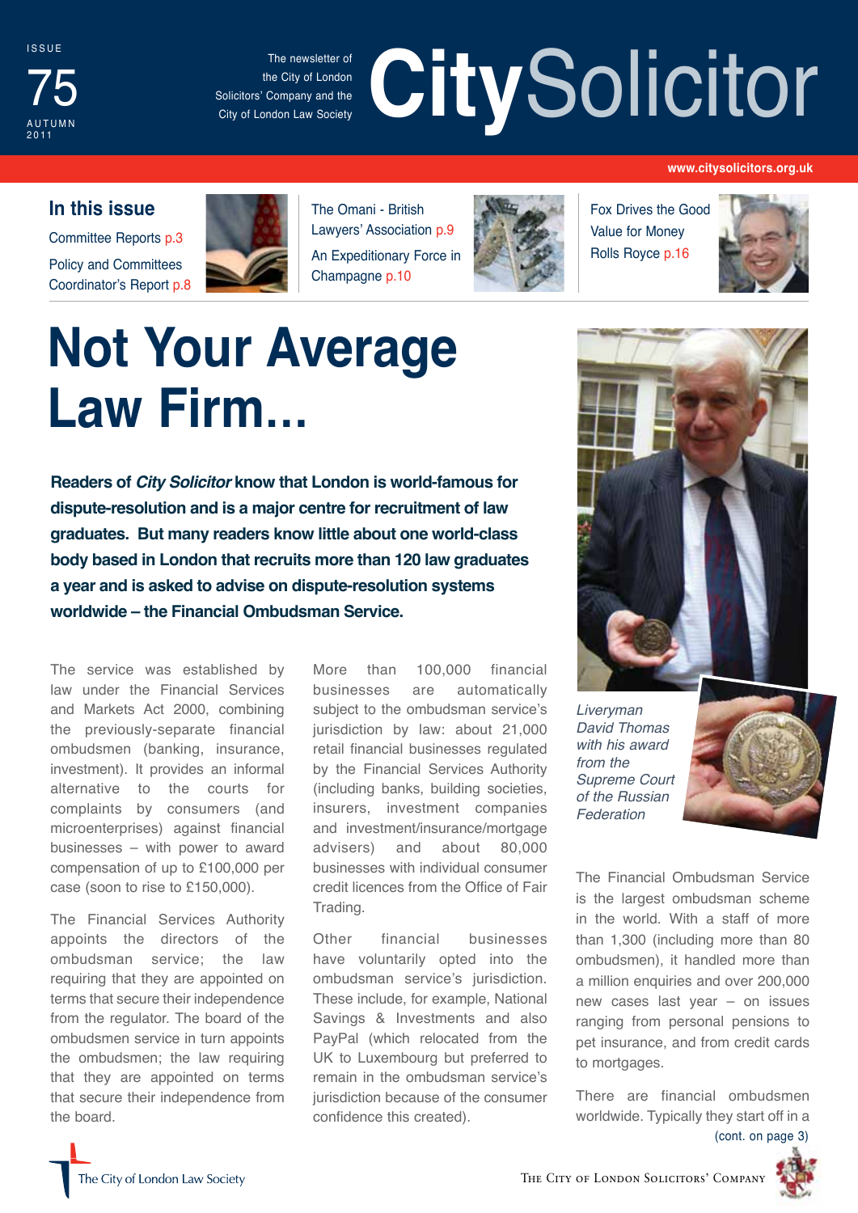ISSUE 75 AUTUMN 2011

The newsletter of the City of London Solicitors' Company and the City of London Law Society

# CitySolicitor

www.citysolicitors.org.uk

## In this issue

Committee Reports p.3

Policy and Committees Coordinator's Report p.8

The Omani - British Lawyers' Association p.9

An Expeditionary Force in Champagne p.10

Fox Drives the Good Value for Money Rolls Royce p.16

# Not Your Average Law Firm...

**Readers of *City Solicitor* know that London is world-famous for dispute-resolution and is a major centre for recruitment of law graduates. But many readers know little about one world-class body based in London that recruits more than 120 law graduates a year and is asked to advise on dispute-resolution systems worldwide – the Financial Ombudsman Service.**

The service was established by law under the Financial Services and Markets Act 2000, combining the previously-separate financial ombudsmen (banking, insurance, investment). It provides an informal alternative to the courts for complaints by consumers (and microenterprises) against financial businesses – with power to award compensation of up to £100,000 per case (soon to rise to £150,000).

The Financial Services Authority appoints the directors of the ombudsman service; the law requiring that they are appointed on terms that secure their independence from the regulator. The board of the ombudsmen service in turn appoints the ombudsmen; the law requiring that they are appointed on terms that secure their independence from the board.

More than 100,000 financial businesses are automatically subject to the ombudsman service's jurisdiction by law: about 21,000 retail financial businesses regulated by the Financial Services Authority (including banks, building societies, insurers, investment companies and investment/insurance/mortgage advisers) and about 80,000 businesses with individual consumer credit licences from the Office of Fair Trading.

Other financial businesses have voluntarily opted into the ombudsman service's jurisdiction. These include, for example, National Savings & Investments and also PayPal (which relocated from the UK to Luxembourg but preferred to remain in the ombudsman service's jurisdiction because of the consumer confidence this created).

*Liveryman David Thomas with his award from the Supreme Court of the Russian Federation*

The Financial Ombudsman Service is the largest ombudsman scheme in the world. With a staff of more than 1,300 (including more than 80 ombudsmen), it handled more than a million enquiries and over 200,000 new cases last year – on issues ranging from personal pensions to pet insurance, and from credit cards to mortgages.

There are financial ombudsmen worldwide. Typically they start off in a

(cont. on page 3)

The City of London Law Society

The City of London Solicitors' Company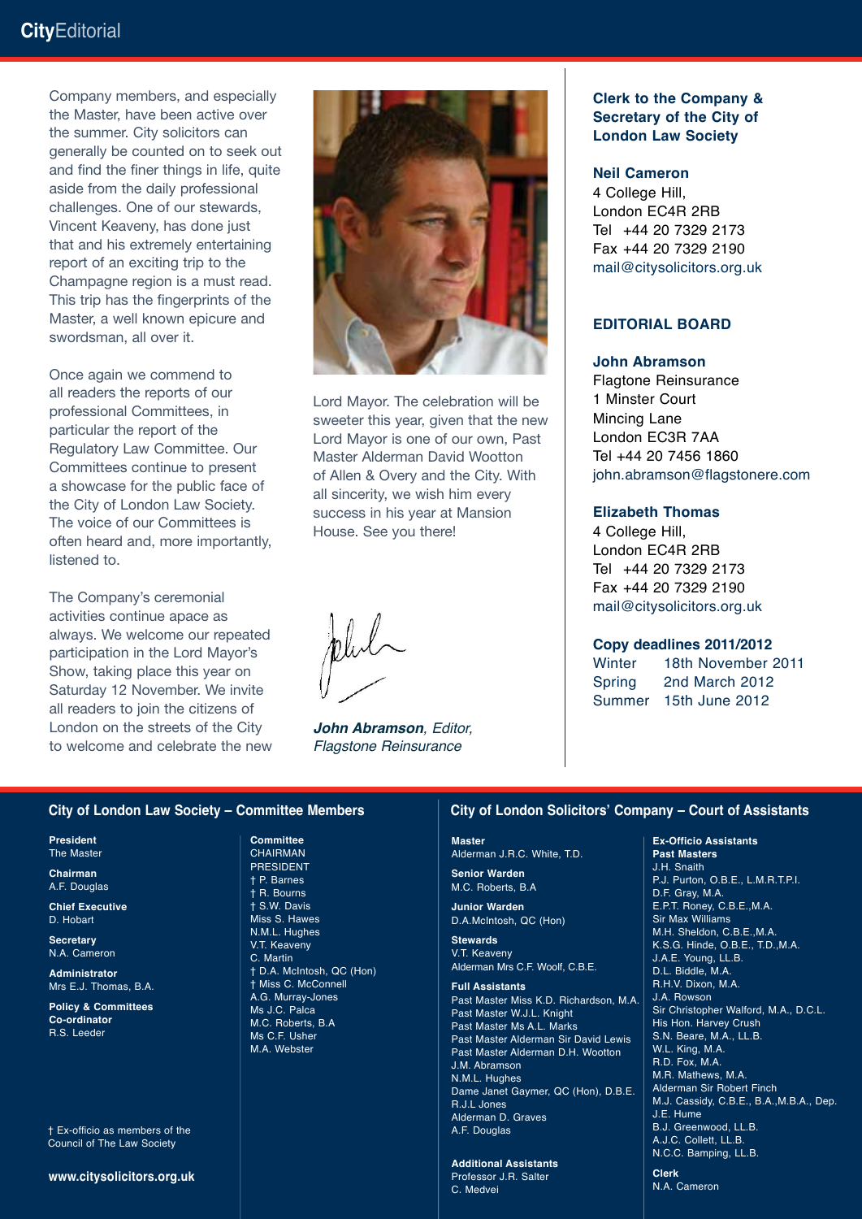# CityEditorial

Company members, and especially the Master, have been active over the summer. City solicitors can generally be counted on to seek out and find the finer things in life, quite aside from the daily professional challenges. One of our stewards, Vincent Keaveny, has done just that and his extremely entertaining report of an exciting trip to the Champagne region is a must read. This trip has the fingerprints of the Master, a well known epicure and swordsman, all over it.

Once again we commend to all readers the reports of our professional Committees, in particular the report of the Regulatory Law Committee. Our Committees continue to present a showcase for the public face of the City of London Law Society. The voice of our Committees is often heard and, more importantly, listened to.

The Company's ceremonial activities continue apace as always. We welcome our repeated participation in the Lord Mayor's Show, taking place this year on Saturday 12 November. We invite all readers to join the citizens of London on the streets of the City to welcome and celebrate the new Lord Mayor. The celebration will be sweeter this year, given that the new Lord Mayor is one of our own, Past Master Alderman David Wootton of Allen & Overy and the City. With all sincerity, we wish him every success in his year at Mansion House. See you there!

***John Abramson**, Editor, Flagstone Reinsurance*

**Clerk to the Company & Secretary of the City of London Law Society**

**Neil Cameron**
4 College Hill,
London EC4R 2RB
Tel +44 20 7329 2173
Fax +44 20 7329 2190
mail@citysolicitors.org.uk

**EDITORIAL BOARD**

**John Abramson**
Flagtone Reinsurance
1 Minster Court
Mincing Lane
London EC3R 7AA
Tel +44 20 7456 1860
john.abramson@flagstonere.com

**Elizabeth Thomas**
4 College Hill,
London EC4R 2RB
Tel +44 20 7329 2173
Fax +44 20 7329 2190
mail@citysolicitors.org.uk

**Copy deadlines 2011/2012**

| | |
|---|---|
| Winter | 18th November 2011 |
| Spring | 2nd March 2012 |
| Summer | 15th June 2012 |

## City of London Law Society – Committee Members

**President**
The Master

**Chairman**
A.F. Douglas

**Chief Executive**
D. Hobart

**Secretary**
N.A. Cameron

**Administrator**
Mrs E.J. Thomas, B.A.

**Policy & Committees Co-ordinator**
R.S. Leeder

**Committee**
CHAIRMAN
PRESIDENT
† P. Barnes
† R. Bourns
† S.W. Davis
Miss S. Hawes
N.M.L. Hughes
V.T. Keaveny
C. Martin
† D.A. McIntosh, QC (Hon)
† Miss C. McConnell
A.G. Murray-Jones
Ms J.C. Palca
M.C. Roberts, B.A
Ms C.F. Usher
M.A. Webster

† Ex-officio as members of the Council of The Law Society

**www.citysolicitors.org.uk**

## City of London Solicitors' Company – Court of Assistants

**Master**
Alderman J.R.C. White, T.D.

**Senior Warden**
M.C. Roberts, B.A

**Junior Warden**
D.A.McIntosh, QC (Hon)

**Stewards**
V.T. Keaveny
Alderman Mrs C.F. Woolf, C.B.E.

**Full Assistants**
Past Master Miss K.D. Richardson, M.A.
Past Master W.J.L. Knight
Past Master Ms A.L. Marks
Past Master Alderman Sir David Lewis
Past Master Alderman D.H. Wootton
J.M. Abramson
N.M.L. Hughes
Dame Janet Gaymer, QC (Hon), D.B.E.
R.J.L Jones
Alderman D. Graves
A.F. Douglas

**Additional Assistants**
Professor J.R. Salter
C. Medvei

**Ex-Officio Assistants**
**Past Masters**
J.H. Snaith
P.J. Purton, O.B.E., L.M.R.T.P.I.
D.F. Gray, M.A.
E.P.T. Roney, C.B.E.,M.A.
Sir Max Williams
M.H. Sheldon, C.B.E.,M.A.
K.S.G. Hinde, O.B.E., T.D.,M.A.
J.A.E. Young, LL.B.
D.L. Biddle, M.A.
R.H.V. Dixon, M.A.
J.A. Rowson
Sir Christopher Walford, M.A., D.C.L.
His Hon. Harvey Crush
S.N. Beare, M.A., LL.B.
W.L. King, M.A.
R.D. Fox, M.A.
M.R. Mathews, M.A.
Alderman Sir Robert Finch
M.J. Cassidy, C.B.E., B.A.,M.B.A., Dep.
J.E. Hume
B.J. Greenwood, LL.B.
A.J.C. Collett, LL.B.
N.C.C. Bamping, LL.B.

**Clerk**
N.A. Cameron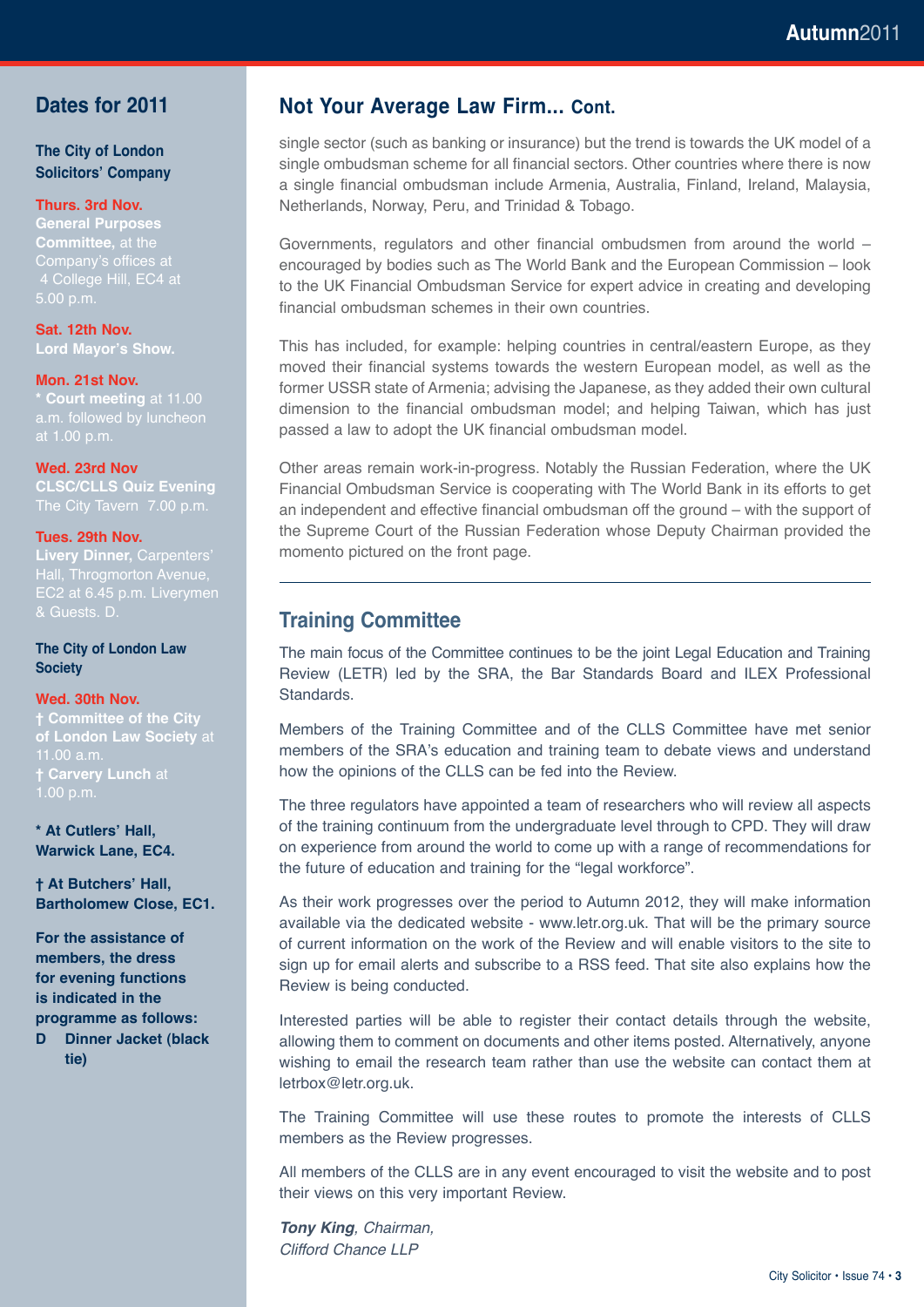## Dates for 2011

**The City of London Solicitors' Company**

**Thurs. 3rd Nov.**
**General Purposes Committee,** at the Company's offices at 4 College Hill, EC4 at 5.00 p.m.

**Sat. 12th Nov.**
**Lord Mayor's Show.**

**Mon. 21st Nov.**
**\* Court meeting** at 11.00 a.m. followed by luncheon at 1.00 p.m.

**Wed. 23rd Nov**
**CLSC/CLLS Quiz Evening**
The City Tavern 7.00 p.m.

**Tues. 29th Nov.**
**Livery Dinner,** Carpenters' Hall, Throgmorton Avenue, EC2 at 6.45 p.m. Liverymen & Guests. D.

**The City of London Law Society**

**Wed. 30th Nov.**
**† Committee of the City of London Law Society** at 11.00 a.m.
**† Carvery Lunch** at 1.00 p.m.

**\* At Cutlers' Hall, Warwick Lane, EC4.**

**† At Butchers' Hall, Bartholomew Close, EC1.**

**For the assistance of members, the dress for evening functions is indicated in the programme as follows:**
**D Dinner Jacket (black tie)**

## Not Your Average Law Firm... Cont.

single sector (such as banking or insurance) but the trend is towards the UK model of a single ombudsman scheme for all financial sectors. Other countries where there is now a single financial ombudsman include Armenia, Australia, Finland, Ireland, Malaysia, Netherlands, Norway, Peru, and Trinidad & Tobago.

Governments, regulators and other financial ombudsmen from around the world – encouraged by bodies such as The World Bank and the European Commission – look to the UK Financial Ombudsman Service for expert advice in creating and developing financial ombudsman schemes in their own countries.

This has included, for example: helping countries in central/eastern Europe, as they moved their financial systems towards the western European model, as well as the former USSR state of Armenia; advising the Japanese, as they added their own cultural dimension to the financial ombudsman model; and helping Taiwan, which has just passed a law to adopt the UK financial ombudsman model.

Other areas remain work-in-progress. Notably the Russian Federation, where the UK Financial Ombudsman Service is cooperating with The World Bank in its efforts to get an independent and effective financial ombudsman off the ground – with the support of the Supreme Court of the Russian Federation whose Deputy Chairman provided the momento pictured on the front page.

## Training Committee

The main focus of the Committee continues to be the joint Legal Education and Training Review (LETR) led by the SRA, the Bar Standards Board and ILEX Professional Standards.

Members of the Training Committee and of the CLLS Committee have met senior members of the SRA's education and training team to debate views and understand how the opinions of the CLLS can be fed into the Review.

The three regulators have appointed a team of researchers who will review all aspects of the training continuum from the undergraduate level through to CPD. They will draw on experience from around the world to come up with a range of recommendations for the future of education and training for the "legal workforce".

As their work progresses over the period to Autumn 2012, they will make information available via the dedicated website - www.letr.org.uk. That will be the primary source of current information on the work of the Review and will enable visitors to the site to sign up for email alerts and subscribe to a RSS feed. That site also explains how the Review is being conducted.

Interested parties will be able to register their contact details through the website, allowing them to comment on documents and other items posted. Alternatively, anyone wishing to email the research team rather than use the website can contact them at letrbox@letr.org.uk.

The Training Committee will use these routes to promote the interests of CLLS members as the Review progresses.

All members of the CLLS are in any event encouraged to visit the website and to post their views on this very important Review.

***Tony King**, Chairman,*
*Clifford Chance LLP*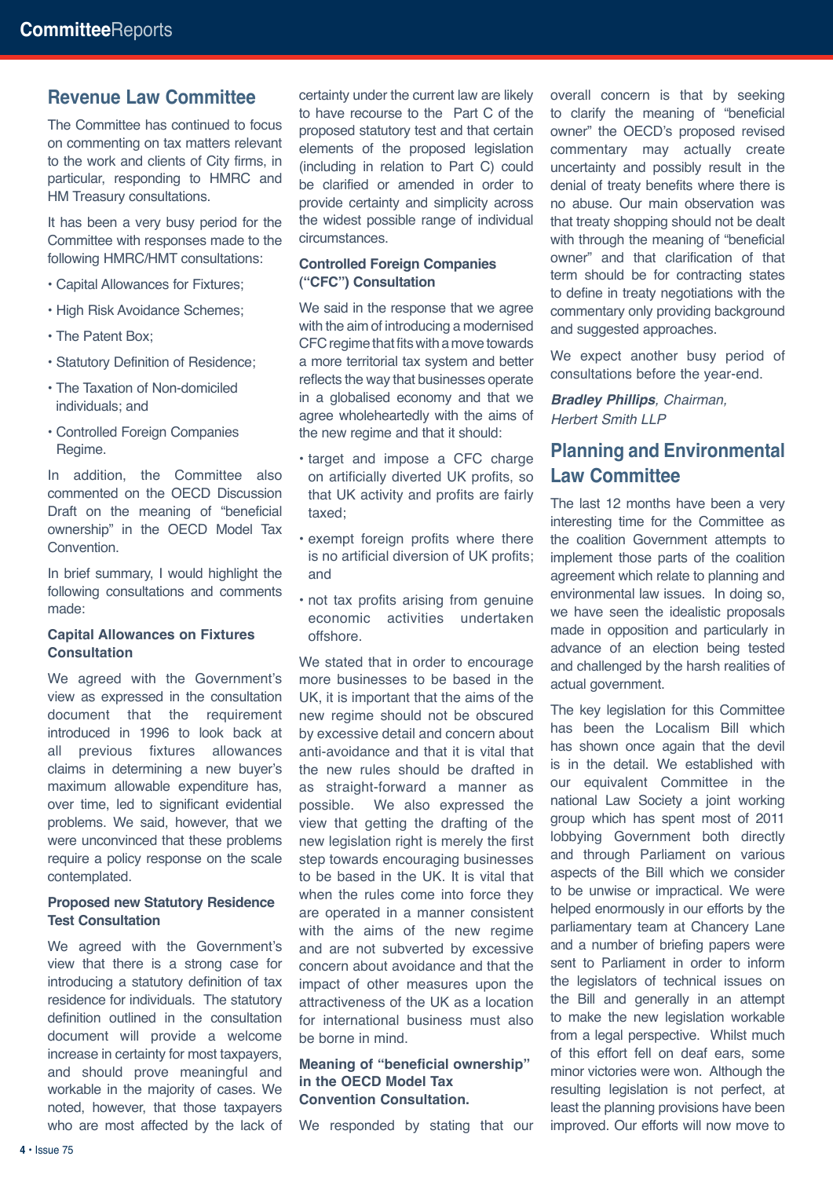## Revenue Law Committee

The Committee has continued to focus on commenting on tax matters relevant to the work and clients of City firms, in particular, responding to HMRC and HM Treasury consultations.

It has been a very busy period for the Committee with responses made to the following HMRC/HMT consultations:

- Capital Allowances for Fixtures;
- High Risk Avoidance Schemes;
- The Patent Box;
- Statutory Definition of Residence;
- The Taxation of Non-domiciled individuals; and
- Controlled Foreign Companies Regime.

In addition, the Committee also commented on the OECD Discussion Draft on the meaning of "beneficial ownership" in the OECD Model Tax Convention.

In brief summary, I would highlight the following consultations and comments made:

**Capital Allowances on Fixtures Consultation**

We agreed with the Government's view as expressed in the consultation document that the requirement introduced in 1996 to look back at all previous fixtures allowances claims in determining a new buyer's maximum allowable expenditure has, over time, led to significant evidential problems. We said, however, that we were unconvinced that these problems require a policy response on the scale contemplated.

**Proposed new Statutory Residence Test Consultation**

We agreed with the Government's view that there is a strong case for introducing a statutory definition of tax residence for individuals. The statutory definition outlined in the consultation document will provide a welcome increase in certainty for most taxpayers, and should prove meaningful and workable in the majority of cases. We noted, however, that those taxpayers who are most affected by the lack of certainty under the current law are likely to have recourse to the Part C of the proposed statutory test and that certain elements of the proposed legislation (including in relation to Part C) could be clarified or amended in order to provide certainty and simplicity across the widest possible range of individual circumstances.

**Controlled Foreign Companies ("CFC") Consultation**

We said in the response that we agree with the aim of introducing a modernised CFC regime that fits with a move towards a more territorial tax system and better reflects the way that businesses operate in a globalised economy and that we agree wholeheartedly with the aims of the new regime and that it should:

- target and impose a CFC charge on artificially diverted UK profits, so that UK activity and profits are fairly taxed;
- exempt foreign profits where there is no artificial diversion of UK profits; and
- not tax profits arising from genuine economic activities undertaken offshore.

We stated that in order to encourage more businesses to be based in the UK, it is important that the aims of the new regime should not be obscured by excessive detail and concern about anti-avoidance and that it is vital that the new rules should be drafted in as straight-forward a manner as possible. We also expressed the view that getting the drafting of the new legislation right is merely the first step towards encouraging businesses to be based in the UK. It is vital that when the rules come into force they are operated in a manner consistent with the aims of the new regime and are not subverted by excessive concern about avoidance and that the impact of other measures upon the attractiveness of the UK as a location for international business must also be borne in mind.

**Meaning of "beneficial ownership" in the OECD Model Tax Convention Consultation.**

We responded by stating that our overall concern is that by seeking to clarify the meaning of "beneficial owner" the OECD's proposed revised commentary may actually create uncertainty and possibly result in the denial of treaty benefits where there is no abuse. Our main observation was that treaty shopping should not be dealt with through the meaning of "beneficial owner" and that clarification of that term should be for contracting states to define in treaty negotiations with the commentary only providing background and suggested approaches.

We expect another busy period of consultations before the year-end.

***Bradley Phillips****, Chairman,*
*Herbert Smith LLP*

## Planning and Environmental Law Committee

The last 12 months have been a very interesting time for the Committee as the coalition Government attempts to implement those parts of the coalition agreement which relate to planning and environmental law issues. In doing so, we have seen the idealistic proposals made in opposition and particularly in advance of an election being tested and challenged by the harsh realities of actual government.

The key legislation for this Committee has been the Localism Bill which has shown once again that the devil is in the detail. We established with our equivalent Committee in the national Law Society a joint working group which has spent most of 2011 lobbying Government both directly and through Parliament on various aspects of the Bill which we consider to be unwise or impractical. We were helped enormously in our efforts by the parliamentary team at Chancery Lane and a number of briefing papers were sent to Parliament in order to inform the legislators of technical issues on the Bill and generally in an attempt to make the new legislation workable from a legal perspective. Whilst much of this effort fell on deaf ears, some minor victories were won. Although the resulting legislation is not perfect, at least the planning provisions have been improved. Our efforts will now move to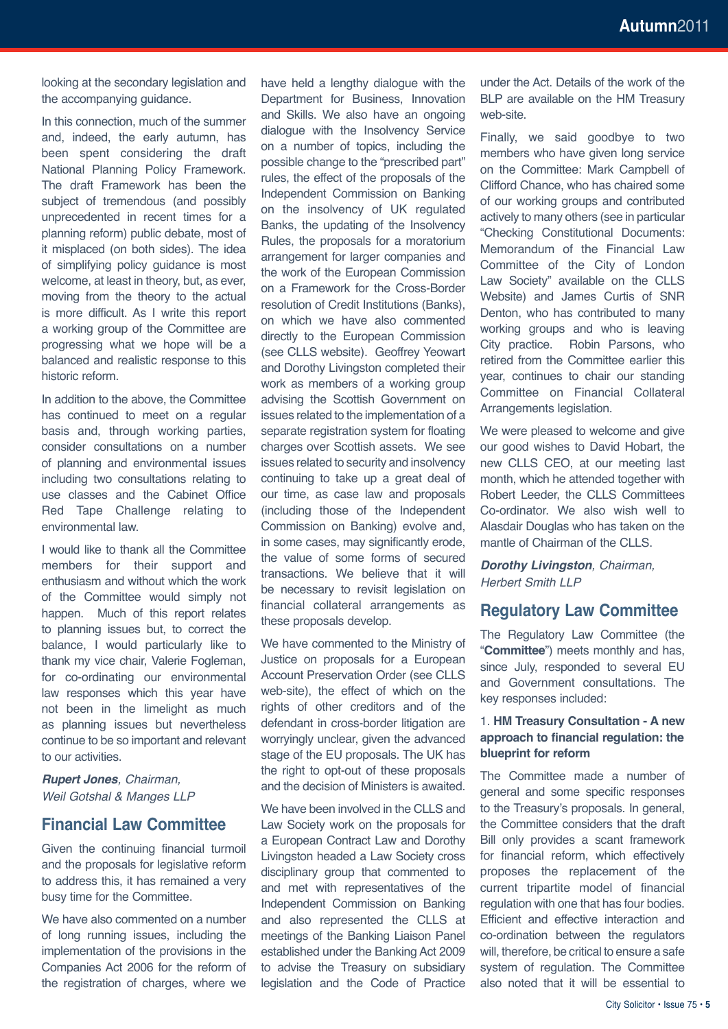looking at the secondary legislation and the accompanying guidance.

In this connection, much of the summer and, indeed, the early autumn, has been spent considering the draft National Planning Policy Framework. The draft Framework has been the subject of tremendous (and possibly unprecedented in recent times for a planning reform) public debate, most of it misplaced (on both sides). The idea of simplifying policy guidance is most welcome, at least in theory, but, as ever, moving from the theory to the actual is more difficult. As I write this report a working group of the Committee are progressing what we hope will be a balanced and realistic response to this historic reform.

In addition to the above, the Committee has continued to meet on a regular basis and, through working parties, consider consultations on a number of planning and environmental issues including two consultations relating to use classes and the Cabinet Office Red Tape Challenge relating to environmental law.

I would like to thank all the Committee members for their support and enthusiasm and without which the work of the Committee would simply not happen. Much of this report relates to planning issues but, to correct the balance, I would particularly like to thank my vice chair, Valerie Fogleman, for co-ordinating our environmental law responses which this year have not been in the limelight as much as planning issues but nevertheless continue to be so important and relevant to our activities.

***Rupert Jones****, Chairman,*
*Weil Gotshal & Manges LLP*

## Financial Law Committee

Given the continuing financial turmoil and the proposals for legislative reform to address this, it has remained a very busy time for the Committee.

We have also commented on a number of long running issues, including the implementation of the provisions in the Companies Act 2006 for the reform of the registration of charges, where we have held a lengthy dialogue with the Department for Business, Innovation and Skills. We also have an ongoing dialogue with the Insolvency Service on a number of topics, including the possible change to the "prescribed part" rules, the effect of the proposals of the Independent Commission on Banking on the insolvency of UK regulated Banks, the updating of the Insolvency Rules, the proposals for a moratorium arrangement for larger companies and the work of the European Commission on a Framework for the Cross-Border resolution of Credit Institutions (Banks), on which we have also commented directly to the European Commission (see CLLS website). Geoffrey Yeowart and Dorothy Livingston completed their work as members of a working group advising the Scottish Government on issues related to the implementation of a separate registration system for floating charges over Scottish assets. We see issues related to security and insolvency continuing to take up a great deal of our time, as case law and proposals (including those of the Independent Commission on Banking) evolve and, in some cases, may significantly erode, the value of some forms of secured transactions. We believe that it will be necessary to revisit legislation on financial collateral arrangements as these proposals develop.

We have commented to the Ministry of Justice on proposals for a European Account Preservation Order (see CLLS web-site), the effect of which on the rights of other creditors and of the defendant in cross-border litigation are worryingly unclear, given the advanced stage of the EU proposals. The UK has the right to opt-out of these proposals and the decision of Ministers is awaited.

We have been involved in the CLLS and Law Society work on the proposals for a European Contract Law and Dorothy Livingston headed a Law Society cross disciplinary group that commented to and met with representatives of the Independent Commission on Banking and also represented the CLLS at meetings of the Banking Liaison Panel established under the Banking Act 2009 to advise the Treasury on subsidiary legislation and the Code of Practice under the Act. Details of the work of the BLP are available on the HM Treasury web-site.

Finally, we said goodbye to two members who have given long service on the Committee: Mark Campbell of Clifford Chance, who has chaired some of our working groups and contributed actively to many others (see in particular "Checking Constitutional Documents: Memorandum of the Financial Law Committee of the City of London Law Society" available on the CLLS Website) and James Curtis of SNR Denton, who has contributed to many working groups and who is leaving City practice. Robin Parsons, who retired from the Committee earlier this year, continues to chair our standing Committee on Financial Collateral Arrangements legislation.

We were pleased to welcome and give our good wishes to David Hobart, the new CLLS CEO, at our meeting last month, which he attended together with Robert Leeder, the CLLS Committees Co-ordinator. We also wish well to Alasdair Douglas who has taken on the mantle of Chairman of the CLLS.

***Dorothy Livingston****, Chairman,*
*Herbert Smith LLP*

## Regulatory Law Committee

The Regulatory Law Committee (the "**Committee**") meets monthly and has, since July, responded to several EU and Government consultations. The key responses included:

1. **HM Treasury Consultation - A new approach to financial regulation: the blueprint for reform**

The Committee made a number of general and some specific responses to the Treasury's proposals. In general, the Committee considers that the draft Bill only provides a scant framework for financial reform, which effectively proposes the replacement of the current tripartite model of financial regulation with one that has four bodies. Efficient and effective interaction and co-ordination between the regulators will, therefore, be critical to ensure a safe system of regulation. The Committee also noted that it will be essential to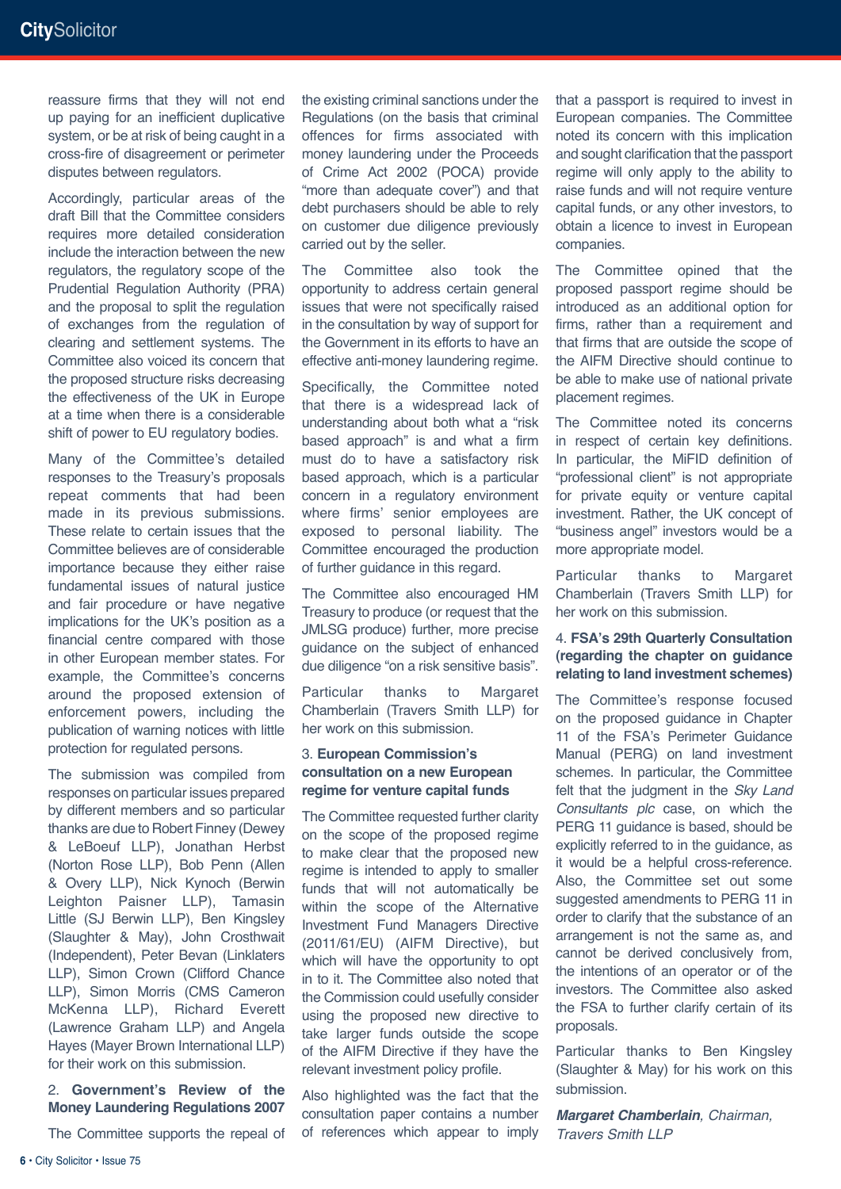reassure firms that they will not end up paying for an inefficient duplicative system, or be at risk of being caught in a cross-fire of disagreement or perimeter disputes between regulators.

Accordingly, particular areas of the draft Bill that the Committee considers requires more detailed consideration include the interaction between the new regulators, the regulatory scope of the Prudential Regulation Authority (PRA) and the proposal to split the regulation of exchanges from the regulation of clearing and settlement systems. The Committee also voiced its concern that the proposed structure risks decreasing the effectiveness of the UK in Europe at a time when there is a considerable shift of power to EU regulatory bodies.

Many of the Committee's detailed responses to the Treasury's proposals repeat comments that had been made in its previous submissions. These relate to certain issues that the Committee believes are of considerable importance because they either raise fundamental issues of natural justice and fair procedure or have negative implications for the UK's position as a financial centre compared with those in other European member states. For example, the Committee's concerns around the proposed extension of enforcement powers, including the publication of warning notices with little protection for regulated persons.

The submission was compiled from responses on particular issues prepared by different members and so particular thanks are due to Robert Finney (Dewey & LeBoeuf LLP), Jonathan Herbst (Norton Rose LLP), Bob Penn (Allen & Overy LLP), Nick Kynoch (Berwin Leighton Paisner LLP), Tamasin Little (SJ Berwin LLP), Ben Kingsley (Slaughter & May), John Crosthwait (Independent), Peter Bevan (Linklaters LLP), Simon Crown (Clifford Chance LLP), Simon Morris (CMS Cameron McKenna LLP), Richard Everett (Lawrence Graham LLP) and Angela Hayes (Mayer Brown International LLP) for their work on this submission.

### 2. Government's Review of the Money Laundering Regulations 2007

The Committee supports the repeal of the existing criminal sanctions under the Regulations (on the basis that criminal offences for firms associated with money laundering under the Proceeds of Crime Act 2002 (POCA) provide "more than adequate cover") and that debt purchasers should be able to rely on customer due diligence previously carried out by the seller.

The Committee also took the opportunity to address certain general issues that were not specifically raised in the consultation by way of support for the Government in its efforts to have an effective anti-money laundering regime.

Specifically, the Committee noted that there is a widespread lack of understanding about both what a "risk based approach" is and what a firm must do to have a satisfactory risk based approach, which is a particular concern in a regulatory environment where firms' senior employees are exposed to personal liability. The Committee encouraged the production of further guidance in this regard.

The Committee also encouraged HM Treasury to produce (or request that the JMLSG produce) further, more precise guidance on the subject of enhanced due diligence "on a risk sensitive basis".

Particular thanks to Margaret Chamberlain (Travers Smith LLP) for her work on this submission.

### 3. European Commission's consultation on a new European regime for venture capital funds

The Committee requested further clarity on the scope of the proposed regime to make clear that the proposed new regime is intended to apply to smaller funds that will not automatically be within the scope of the Alternative Investment Fund Managers Directive (2011/61/EU) (AIFM Directive), but which will have the opportunity to opt in to it. The Committee also noted that the Commission could usefully consider using the proposed new directive to take larger funds outside the scope of the AIFM Directive if they have the relevant investment policy profile.

Also highlighted was the fact that the consultation paper contains a number of references which appear to imply that a passport is required to invest in European companies. The Committee noted its concern with this implication and sought clarification that the passport regime will only apply to the ability to raise funds and will not require venture capital funds, or any other investors, to obtain a licence to invest in European companies.

The Committee opined that the proposed passport regime should be introduced as an additional option for firms, rather than a requirement and that firms that are outside the scope of the AIFM Directive should continue to be able to make use of national private placement regimes.

The Committee noted its concerns in respect of certain key definitions. In particular, the MiFID definition of "professional client" is not appropriate for private equity or venture capital investment. Rather, the UK concept of "business angel" investors would be a more appropriate model.

Particular thanks to Margaret Chamberlain (Travers Smith LLP) for her work on this submission.

### 4. FSA's 29th Quarterly Consultation (regarding the chapter on guidance relating to land investment schemes)

The Committee's response focused on the proposed guidance in Chapter 11 of the FSA's Perimeter Guidance Manual (PERG) on land investment schemes. In particular, the Committee felt that the judgment in the *Sky Land Consultants plc* case, on which the PERG 11 guidance is based, should be explicitly referred to in the guidance, as it would be a helpful cross-reference. Also, the Committee set out some suggested amendments to PERG 11 in order to clarify that the substance of an arrangement is not the same as, and cannot be derived conclusively from, the intentions of an operator or of the investors. The Committee also asked the FSA to further clarify certain of its proposals.

Particular thanks to Ben Kingsley (Slaughter & May) for his work on this submission.

***Margaret Chamberlain**, Chairman, Travers Smith LLP*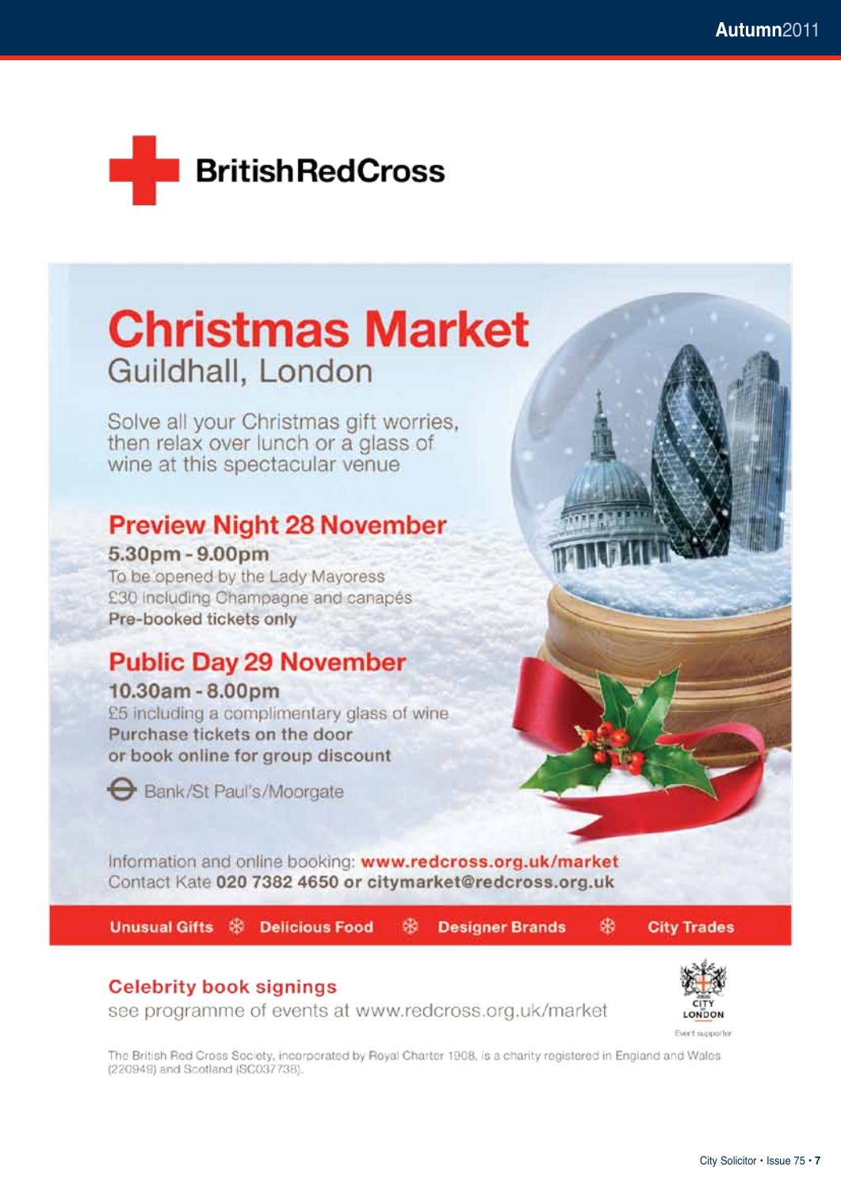# BritishRedCross

# Christmas Market

## Guildhall, London

Solve all your Christmas gift worries, then relax over lunch or a glass of wine at this spectacular venue

### Preview Night 28 November

**5.30pm - 9.00pm**

To be opened by the Lady Mayoress
£30 including Champagne and canapés
**Pre-booked tickets only**

### Public Day 29 November

**10.30am - 8.00pm**

£5 including a complimentary glass of wine
**Purchase tickets on the door or book online for group discount**

Bank/St Paul's/Moorgate

Information and online booking: **www.redcross.org.uk/market**
Contact Kate **020 7382 4650 or citymarket@redcross.org.uk**

**Unusual Gifts ❄ Delicious Food ❄ Designer Brands ❄ City Trades**

### Celebrity book signings

see programme of events at www.redcross.org.uk/market

CITY LONDON
Event supporter

The British Red Cross Society, incorporated by Royal Charter 1908, is a charity registered in England and Wales (220949) and Scotland (SC037738).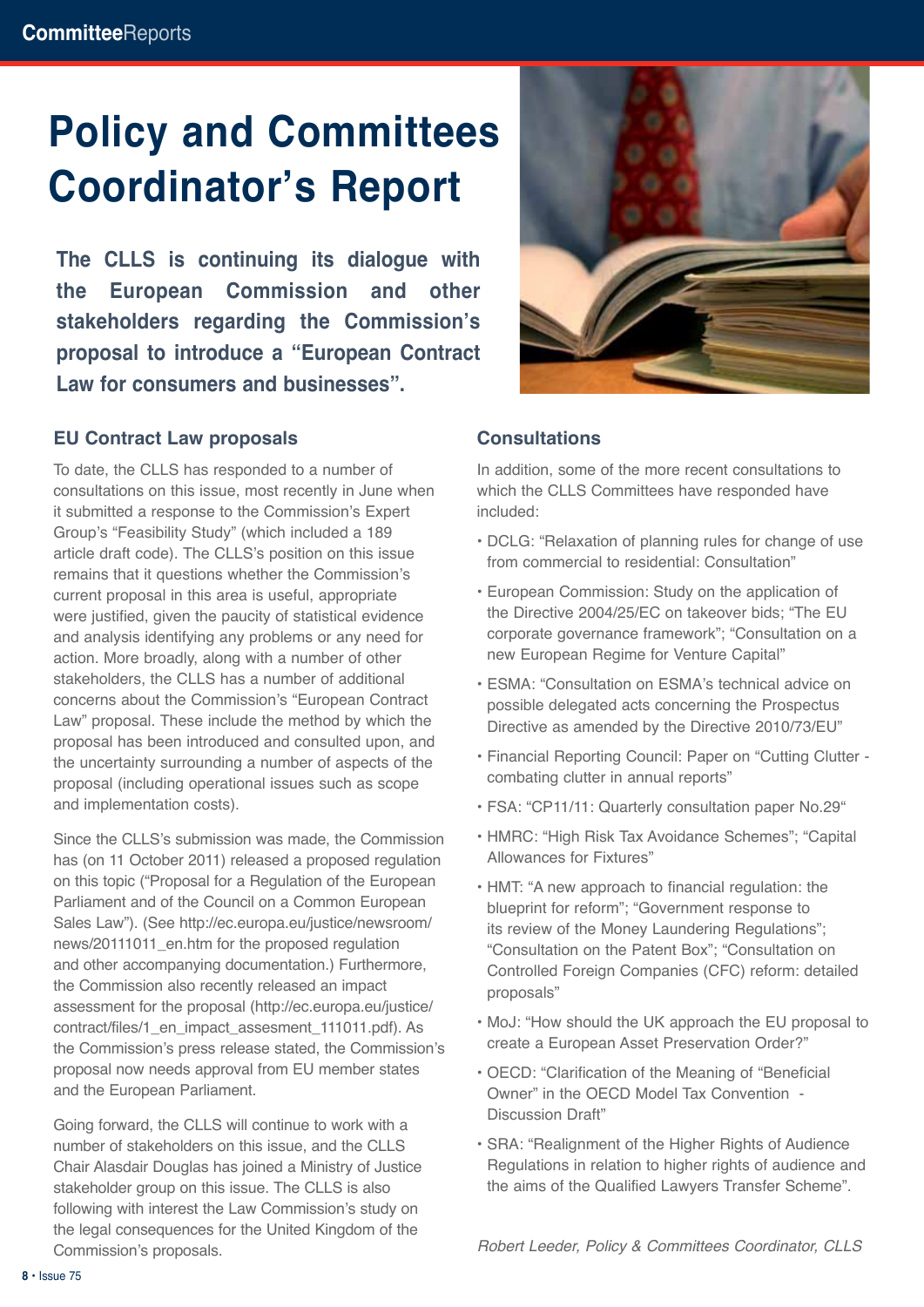# Policy and Committees Coordinator's Report

**The CLLS is continuing its dialogue with the European Commission and other stakeholders regarding the Commission's proposal to introduce a "European Contract Law for consumers and businesses".**

### EU Contract Law proposals

To date, the CLLS has responded to a number of consultations on this issue, most recently in June when it submitted a response to the Commission's Expert Group's "Feasibility Study" (which included a 189 article draft code). The CLLS's position on this issue remains that it questions whether the Commission's current proposal in this area is useful, appropriate were justified, given the paucity of statistical evidence and analysis identifying any problems or any need for action. More broadly, along with a number of other stakeholders, the CLLS has a number of additional concerns about the Commission's "European Contract Law" proposal. These include the method by which the proposal has been introduced and consulted upon, and the uncertainty surrounding a number of aspects of the proposal (including operational issues such as scope and implementation costs).

Since the CLLS's submission was made, the Commission has (on 11 October 2011) released a proposed regulation on this topic ("Proposal for a Regulation of the European Parliament and of the Council on a Common European Sales Law"). (See http://ec.europa.eu/justice/newsroom/news/20111011_en.htm for the proposed regulation and other accompanying documentation.) Furthermore, the Commission also recently released an impact assessment for the proposal (http://ec.europa.eu/justice/contract/files/1_en_impact_assesment_111011.pdf). As the Commission's press release stated, the Commission's proposal now needs approval from EU member states and the European Parliament.

Going forward, the CLLS will continue to work with a number of stakeholders on this issue, and the CLLS Chair Alasdair Douglas has joined a Ministry of Justice stakeholder group on this issue. The CLLS is also following with interest the Law Commission's study on the legal consequences for the United Kingdom of the Commission's proposals.

### Consultations

In addition, some of the more recent consultations to which the CLLS Committees have responded have included:

- DCLG: "Relaxation of planning rules for change of use from commercial to residential: Consultation"
- European Commission: Study on the application of the Directive 2004/25/EC on takeover bids; "The EU corporate governance framework"; "Consultation on a new European Regime for Venture Capital"
- ESMA: "Consultation on ESMA's technical advice on possible delegated acts concerning the Prospectus Directive as amended by the Directive 2010/73/EU"
- Financial Reporting Council: Paper on "Cutting Clutter - combating clutter in annual reports"
- FSA: "CP11/11: Quarterly consultation paper No.29"
- HMRC: "High Risk Tax Avoidance Schemes"; "Capital Allowances for Fixtures"
- HMT: "A new approach to financial regulation: the blueprint for reform"; "Government response to its review of the Money Laundering Regulations"; "Consultation on the Patent Box"; "Consultation on Controlled Foreign Companies (CFC) reform: detailed proposals"
- MoJ: "How should the UK approach the EU proposal to create a European Asset Preservation Order?"
- OECD: "Clarification of the Meaning of "Beneficial Owner" in the OECD Model Tax Convention - Discussion Draft"
- SRA: "Realignment of the Higher Rights of Audience Regulations in relation to higher rights of audience and the aims of the Qualified Lawyers Transfer Scheme".

*Robert Leeder, Policy & Committees Coordinator, CLLS*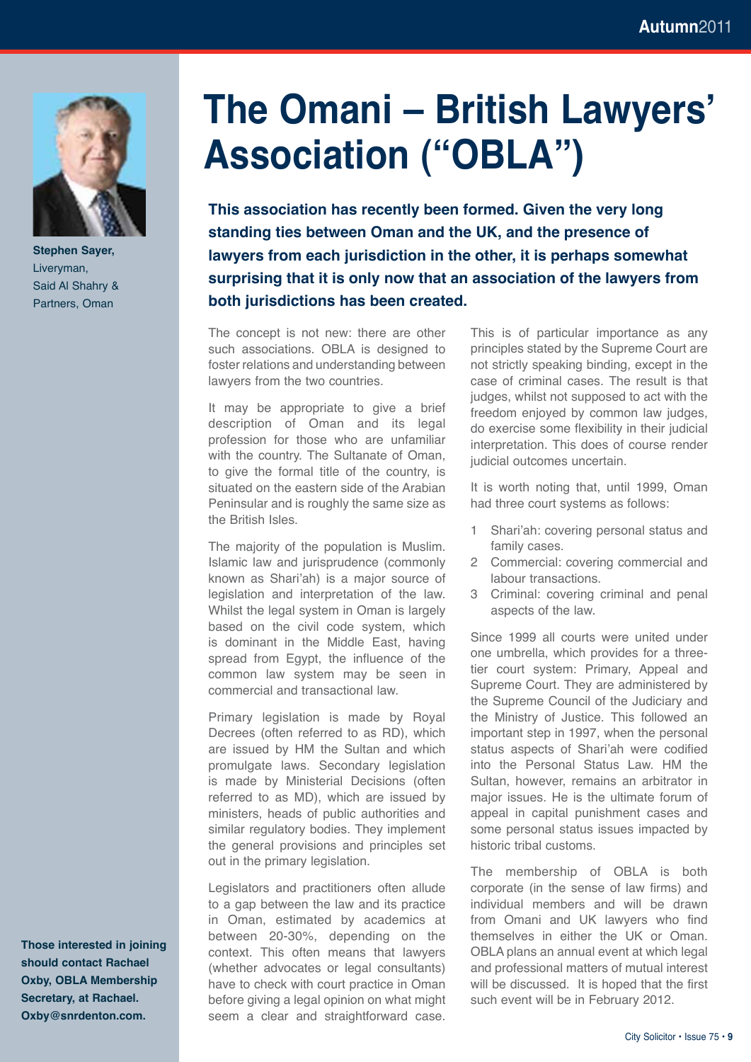# The Omani – British Lawyers' Association ("OBLA")

**Stephen Sayer,**
Liveryman,
Said Al Shahry & Partners, Oman

**This association has recently been formed. Given the very long standing ties between Oman and the UK, and the presence of lawyers from each jurisdiction in the other, it is perhaps somewhat surprising that it is only now that an association of the lawyers from both jurisdictions has been created.**

The concept is not new: there are other such associations. OBLA is designed to foster relations and understanding between lawyers from the two countries.

It may be appropriate to give a brief description of Oman and its legal profession for those who are unfamiliar with the country. The Sultanate of Oman, to give the formal title of the country, is situated on the eastern side of the Arabian Peninsular and is roughly the same size as the British Isles.

The majority of the population is Muslim. Islamic law and jurisprudence (commonly known as Shari'ah) is a major source of legislation and interpretation of the law. Whilst the legal system in Oman is largely based on the civil code system, which is dominant in the Middle East, having spread from Egypt, the influence of the common law system may be seen in commercial and transactional law.

Primary legislation is made by Royal Decrees (often referred to as RD), which are issued by HM the Sultan and which promulgate laws. Secondary legislation is made by Ministerial Decisions (often referred to as MD), which are issued by ministers, heads of public authorities and similar regulatory bodies. They implement the general provisions and principles set out in the primary legislation.

Legislators and practitioners often allude to a gap between the law and its practice in Oman, estimated by academics at between 20-30%, depending on the context. This often means that lawyers (whether advocates or legal consultants) have to check with court practice in Oman before giving a legal opinion on what might seem a clear and straightforward case. This is of particular importance as any principles stated by the Supreme Court are not strictly speaking binding, except in the case of criminal cases. The result is that judges, whilst not supposed to act with the freedom enjoyed by common law judges, do exercise some flexibility in their judicial interpretation. This does of course render judicial outcomes uncertain.

It is worth noting that, until 1999, Oman had three court systems as follows:

1. Shari'ah: covering personal status and family cases.
2. Commercial: covering commercial and labour transactions.
3. Criminal: covering criminal and penal aspects of the law.

Since 1999 all courts were united under one umbrella, which provides for a three-tier court system: Primary, Appeal and Supreme Court. They are administered by the Supreme Council of the Judiciary and the Ministry of Justice. This followed an important step in 1997, when the personal status aspects of Shari'ah were codified into the Personal Status Law. HM the Sultan, however, remains an arbitrator in major issues. He is the ultimate forum of appeal in capital punishment cases and some personal status issues impacted by historic tribal customs.

The membership of OBLA is both corporate (in the sense of law firms) and individual members and will be drawn from Omani and UK lawyers who find themselves in either the UK or Oman. OBLA plans an annual event at which legal and professional matters of mutual interest will be discussed. It is hoped that the first such event will be in February 2012.

**Those interested in joining should contact Rachael Oxby, OBLA Membership Secretary, at Rachael.Oxby@snrdenton.com.**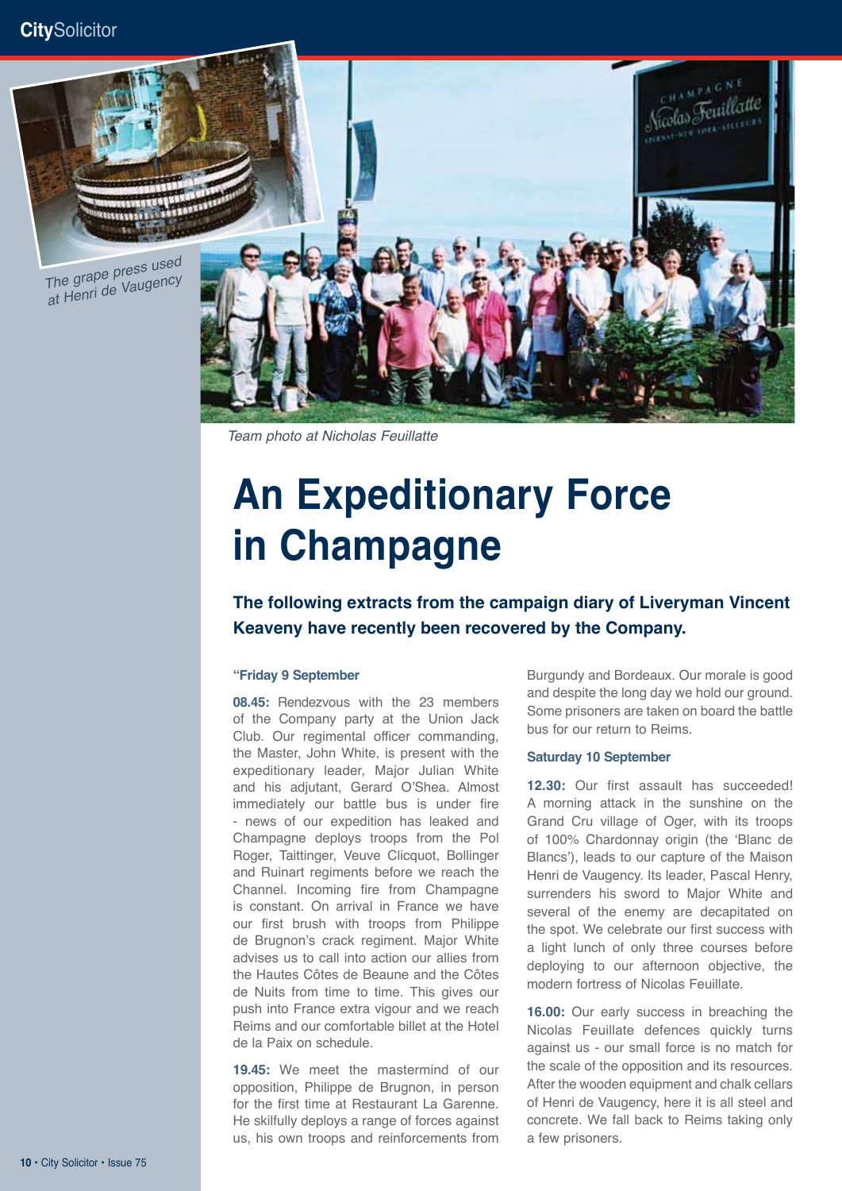The grape press used at Henri de Vaugency

Team photo at Nicholas Feuillatte

# An Expeditionary Force in Champagne

**The following extracts from the campaign diary of Liveryman Vincent Keaveny have recently been recovered by the Company.**

**"Friday 9 September**

**08.45:** Rendezvous with the 23 members of the Company party at the Union Jack Club. Our regimental officer commanding, the Master, John White, is present with the expeditionary leader, Major Julian White and his adjutant, Gerard O'Shea. Almost immediately our battle bus is under fire - news of our expedition has leaked and Champagne deploys troops from the Pol Roger, Taittinger, Veuve Clicquot, Bollinger and Ruinart regiments before we reach the Channel. Incoming fire from Champagne is constant. On arrival in France we have our first brush with troops from Philippe de Brugnon's crack regiment. Major White advises us to call into action our allies from the Hautes Côtes de Beaune and the Côtes de Nuits from time to time. This gives our push into France extra vigour and we reach Reims and our comfortable billet at the Hotel de la Paix on schedule.

**19.45:** We meet the mastermind of our opposition, Philippe de Brugnon, in person for the first time at Restaurant La Garenne. He skilfully deploys a range of forces against us, his own troops and reinforcements from Burgundy and Bordeaux. Our morale is good and despite the long day we hold our ground. Some prisoners are taken on board the battle bus for our return to Reims.

**Saturday 10 September**

**12.30:** Our first assault has succeeded! A morning attack in the sunshine on the Grand Cru village of Oger, with its troops of 100% Chardonnay origin (the 'Blanc de Blancs'), leads to our capture of the Maison Henri de Vaugency. Its leader, Pascal Henry, surrenders his sword to Major White and several of the enemy are decapitated on the spot. We celebrate our first success with a light lunch of only three courses before deploying to our afternoon objective, the modern fortress of Nicolas Feuillate.

**16.00:** Our early success in breaching the Nicolas Feuillate defences quickly turns against us - our small force is no match for the scale of the opposition and its resources. After the wooden equipment and chalk cellars of Henri de Vaugency, here it is all steel and concrete. We fall back to Reims taking only a few prisoners.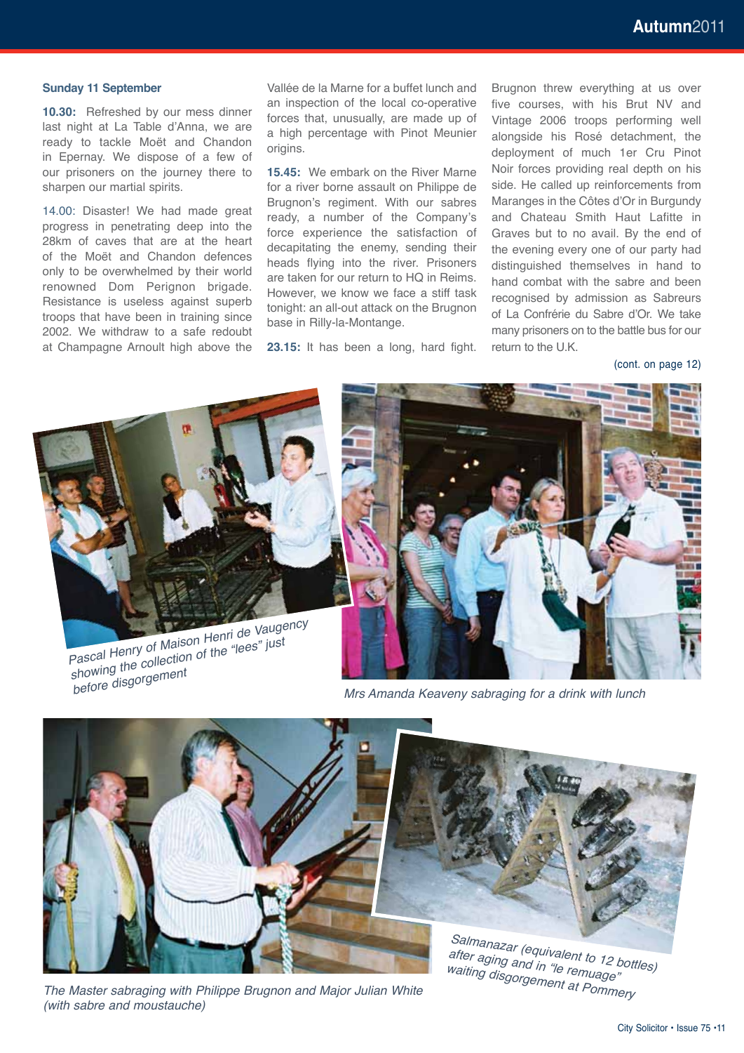### Sunday 11 September

**10.30:** Refreshed by our mess dinner last night at La Table d'Anna, we are ready to tackle Moët and Chandon in Epernay. We dispose of a few of our prisoners on the journey there to sharpen our martial spirits.

14.00: Disaster! We had made great progress in penetrating deep into the 28km of caves that are at the heart of the Moët and Chandon defences only to be overwhelmed by their world renowned Dom Perignon brigade. Resistance is useless against superb troops that have been in training since 2002. We withdraw to a safe redoubt at Champagne Arnoult high above the Vallée de la Marne for a buffet lunch and an inspection of the local co-operative forces that, unusually, are made up of a high percentage with Pinot Meunier origins.

**15.45:** We embark on the River Marne for a river borne assault on Philippe de Brugnon's regiment. With our sabres ready, a number of the Company's force experience the satisfaction of decapitating the enemy, sending their heads flying into the river. Prisoners are taken for our return to HQ in Reims. However, we know we face a stiff task tonight: an all-out attack on the Brugnon base in Rilly-la-Montange.

**23.15:** It has been a long, hard fight. Brugnon threw everything at us over five courses, with his Brut NV and Vintage 2006 troops performing well alongside his Rosé detachment, the deployment of much 1er Cru Pinot Noir forces providing real depth on his side. He called up reinforcements from Maranges in the Côtes d'Or in Burgundy and Chateau Smith Haut Lafitte in Graves but to no avail. By the end of the evening every one of our party had distinguished themselves in hand to hand combat with the sabre and been recognised by admission as Sabreurs of La Confrérie du Sabre d'Or. We take many prisoners on to the battle bus for our return to the U.K.

(cont. on page 12)

*Pascal Henry of Maison Henri de Vaugency showing the collection of the "lees" just before disgorgement*

*Mrs Amanda Keaveny sabraging for a drink with lunch*

*The Master sabraging with Philippe Brugnon and Major Julian White (with sabre and moustauche)*

*Salmanazar (equivalent to 12 bottles) after aging and in "le remuage" waiting disgorgement at Pommery*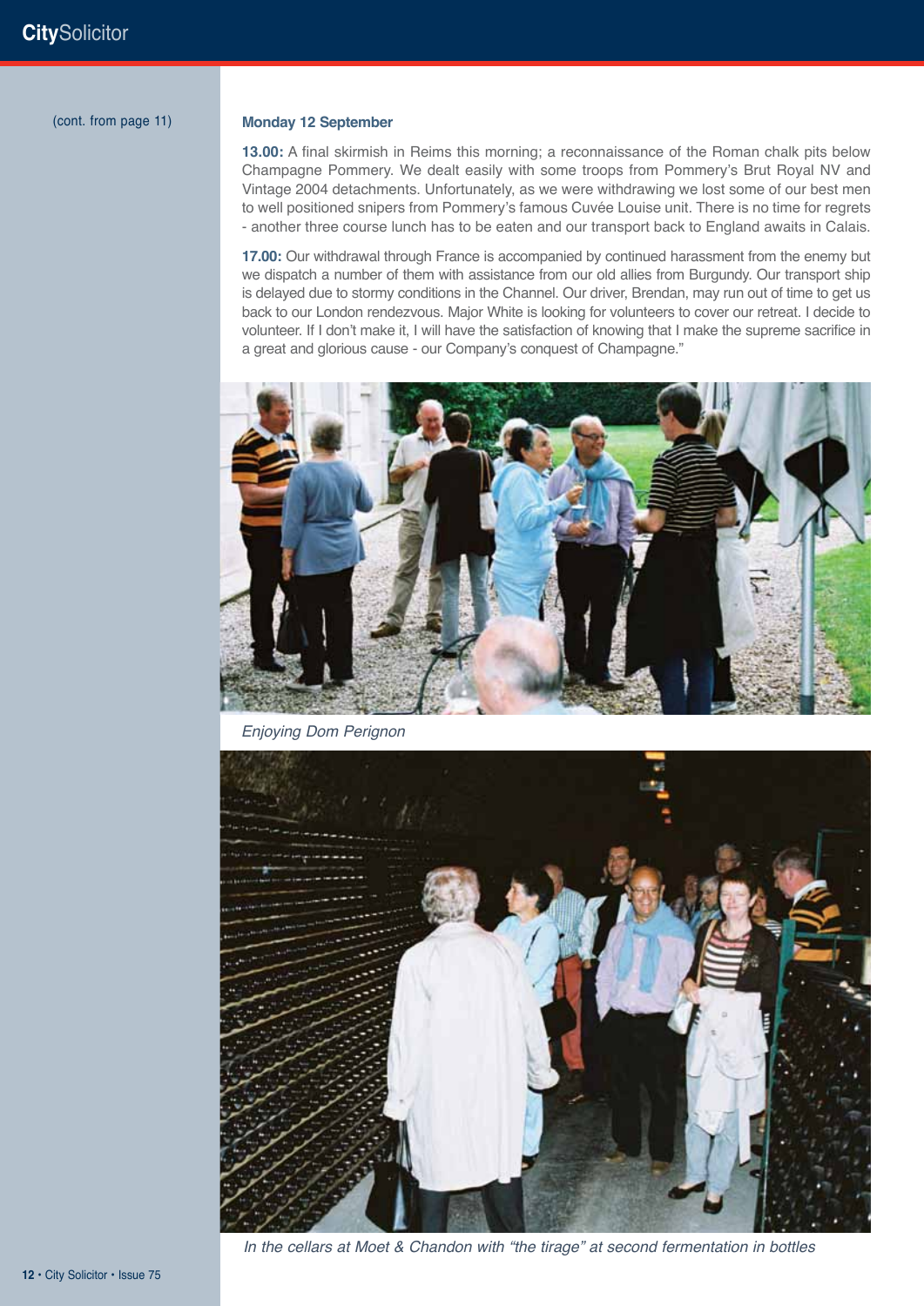(cont. from page 11)

**Monday 12 September**

**13.00:** A final skirmish in Reims this morning; a reconnaissance of the Roman chalk pits below Champagne Pommery. We dealt easily with some troops from Pommery's Brut Royal NV and Vintage 2004 detachments. Unfortunately, as we were withdrawing we lost some of our best men to well positioned snipers from Pommery's famous Cuvée Louise unit. There is no time for regrets - another three course lunch has to be eaten and our transport back to England awaits in Calais.

**17.00:** Our withdrawal through France is accompanied by continued harassment from the enemy but we dispatch a number of them with assistance from our old allies from Burgundy. Our transport ship is delayed due to stormy conditions in the Channel. Our driver, Brendan, may run out of time to get us back to our London rendezvous. Major White is looking for volunteers to cover our retreat. I decide to volunteer. If I don't make it, I will have the satisfaction of knowing that I make the supreme sacrifice in a great and glorious cause - our Company's conquest of Champagne."

*Enjoying Dom Perignon*

*In the cellars at Moet & Chandon with "the tirage" at second fermentation in bottles*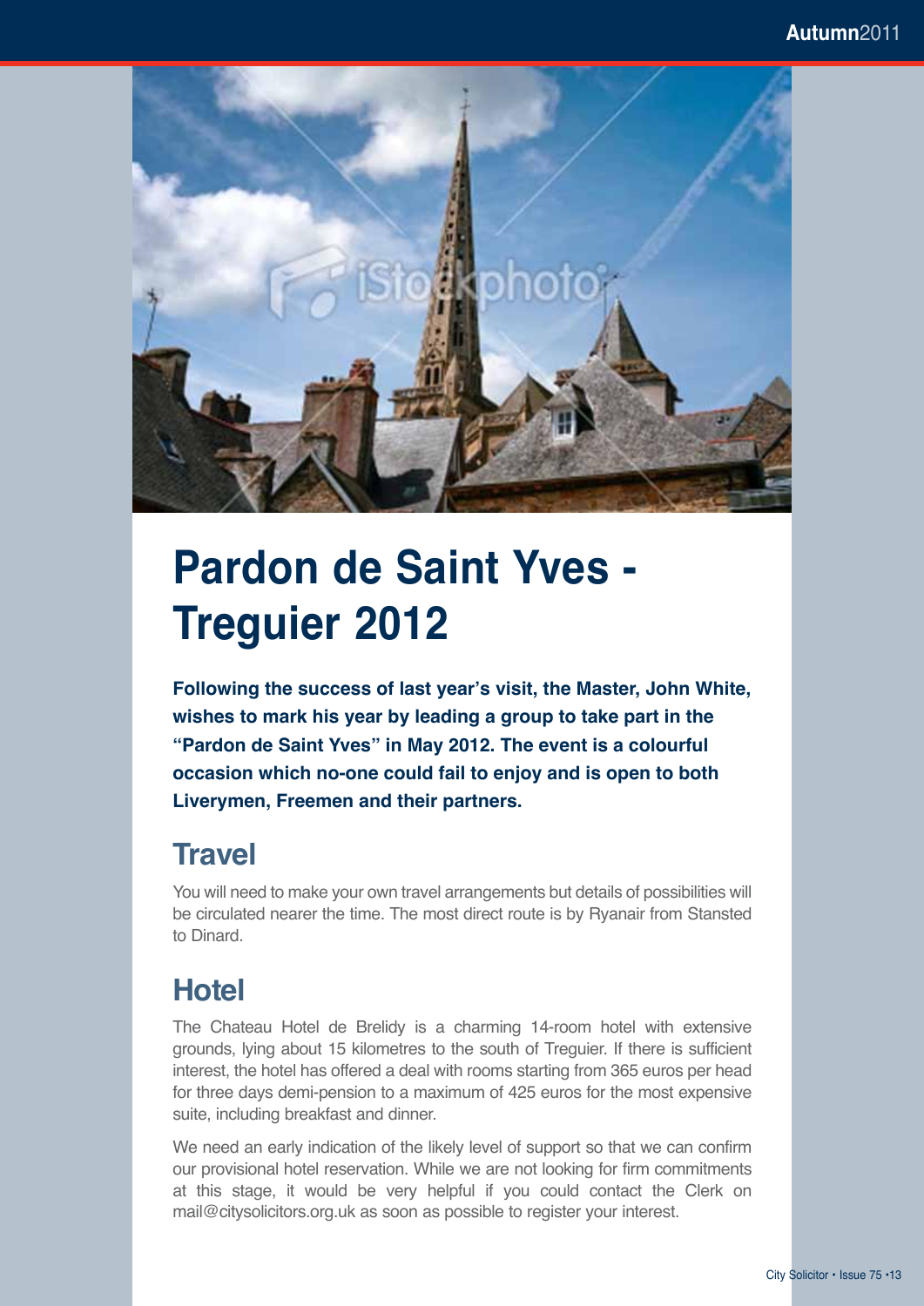# Pardon de Saint Yves - Treguier 2012

**Following the success of last year's visit, the Master, John White, wishes to mark his year by leading a group to take part in the "Pardon de Saint Yves" in May 2012. The event is a colourful occasion which no-one could fail to enjoy and is open to both Liverymen, Freemen and their partners.**

## Travel

You will need to make your own travel arrangements but details of possibilities will be circulated nearer the time. The most direct route is by Ryanair from Stansted to Dinard.

## Hotel

The Chateau Hotel de Brelidy is a charming 14-room hotel with extensive grounds, lying about 15 kilometres to the south of Treguier. If there is sufficient interest, the hotel has offered a deal with rooms starting from 365 euros per head for three days demi-pension to a maximum of 425 euros for the most expensive suite, including breakfast and dinner.

We need an early indication of the likely level of support so that we can confirm our provisional hotel reservation. While we are not looking for firm commitments at this stage, it would be very helpful if you could contact the Clerk on mail@citysolicitors.org.uk as soon as possible to register your interest.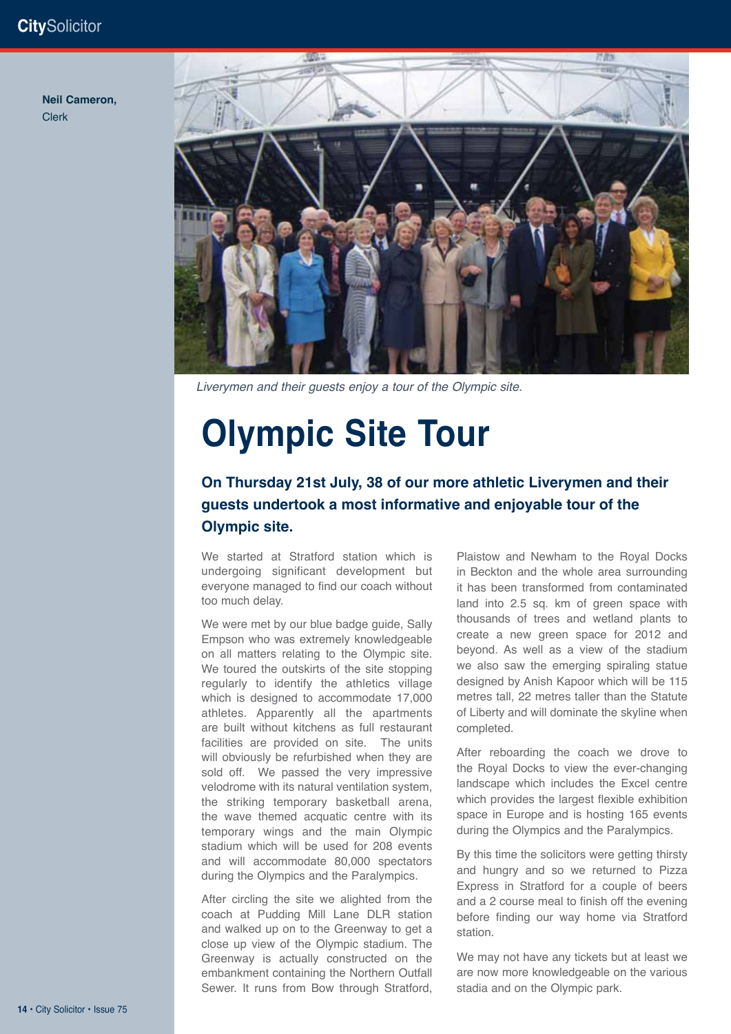**Neil Cameron,**
Clerk

*Liverymen and their guests enjoy a tour of the Olympic site.*

# Olympic Site Tour

## On Thursday 21st July, 38 of our more athletic Liverymen and their guests undertook a most informative and enjoyable tour of the Olympic site.

We started at Stratford station which is undergoing significant development but everyone managed to find our coach without too much delay.

We were met by our blue badge guide, Sally Empson who was extremely knowledgeable on all matters relating to the Olympic site. We toured the outskirts of the site stopping regularly to identify the athletics village which is designed to accommodate 17,000 athletes. Apparently all the apartments are built without kitchens as full restaurant facilities are provided on site. The units will obviously be refurbished when they are sold off. We passed the very impressive velodrome with its natural ventilation system, the striking temporary basketball arena, the wave themed acquatic centre with its temporary wings and the main Olympic stadium which will be used for 208 events and will accommodate 80,000 spectators during the Olympics and the Paralympics.

After circling the site we alighted from the coach at Pudding Mill Lane DLR station and walked up on to the Greenway to get a close up view of the Olympic stadium. The Greenway is actually constructed on the embankment containing the Northern Outfall Sewer. It runs from Bow through Stratford, Plaistow and Newham to the Royal Docks in Beckton and the whole area surrounding it has been transformed from contaminated land into 2.5 sq. km of green space with thousands of trees and wetland plants to create a new green space for 2012 and beyond. As well as a view of the stadium we also saw the emerging spiraling statue designed by Anish Kapoor which will be 115 metres tall, 22 metres taller than the Statute of Liberty and will dominate the skyline when completed.

After reboarding the coach we drove to the Royal Docks to view the ever-changing landscape which includes the Excel centre which provides the largest flexible exhibition space in Europe and is hosting 165 events during the Olympics and the Paralympics.

By this time the solicitors were getting thirsty and hungry and so we returned to Pizza Express in Stratford for a couple of beers and a 2 course meal to finish off the evening before finding our way home via Stratford station.

We may not have any tickets but at least we are now more knowledgeable on the various stadia and on the Olympic park.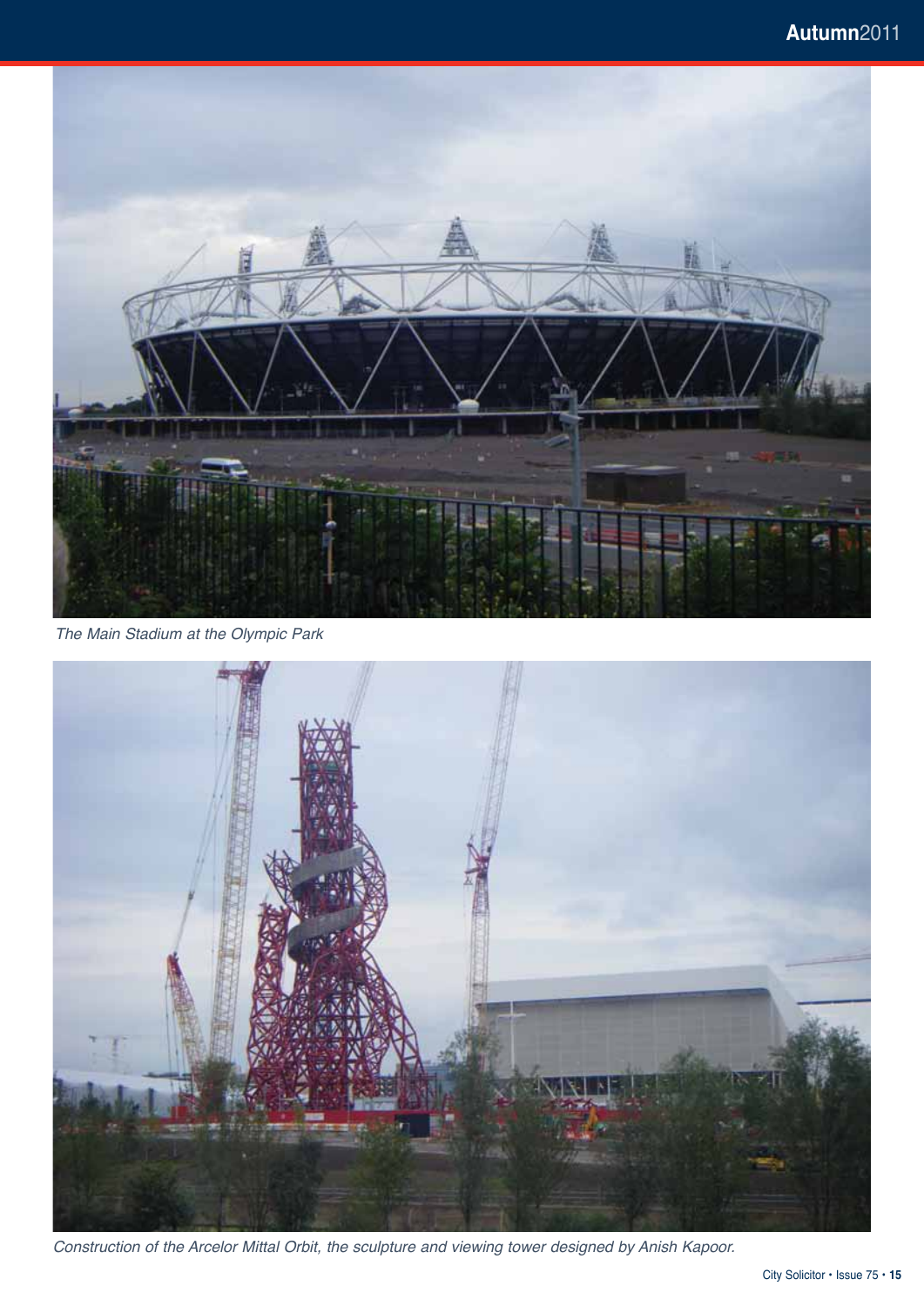*The Main Stadium at the Olympic Park*

*Construction of the Arcelor Mittal Orbit, the sculpture and viewing tower designed by Anish Kapoor.*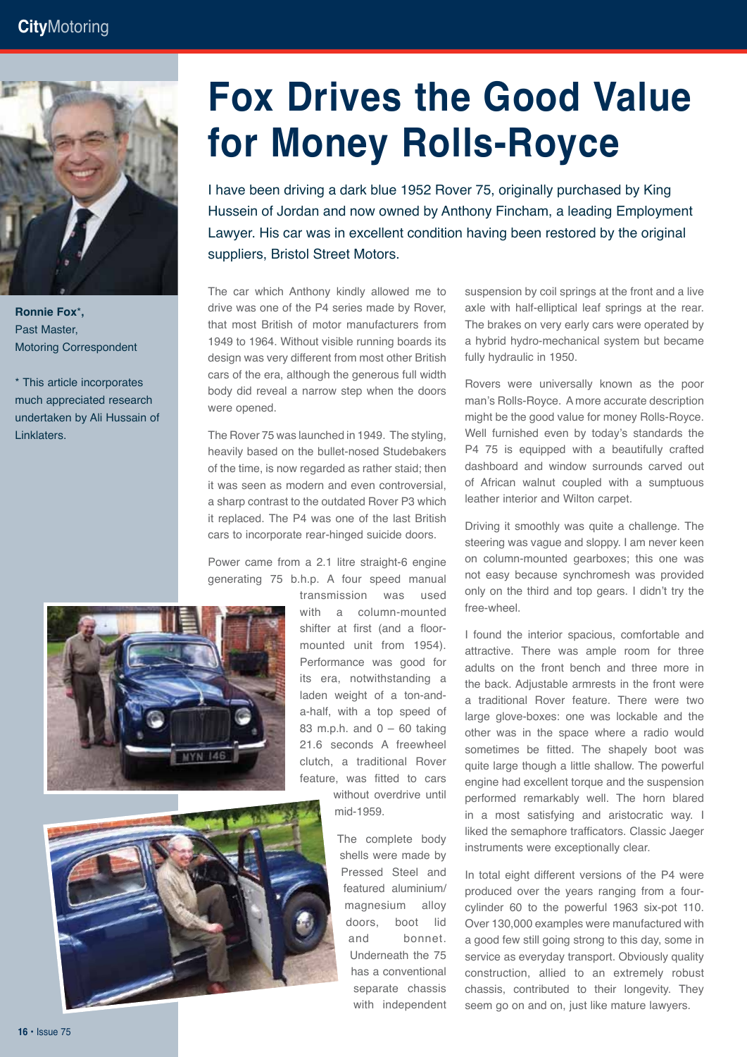# Fox Drives the Good Value for Money Rolls-Royce

**Ronnie Fox***,
Past Master,
Motoring Correspondent

* This article incorporates much appreciated research undertaken by Ali Hussain of Linklaters.

I have been driving a dark blue 1952 Rover 75, originally purchased by King Hussein of Jordan and now owned by Anthony Fincham, a leading Employment Lawyer. His car was in excellent condition having been restored by the original suppliers, Bristol Street Motors.

The car which Anthony kindly allowed me to drive was one of the P4 series made by Rover, that most British of motor manufacturers from 1949 to 1964. Without visible running boards its design was very different from most other British cars of the era, although the generous full width body did reveal a narrow step when the doors were opened.

The Rover 75 was launched in 1949. The styling, heavily based on the bullet-nosed Studebakers of the time, is now regarded as rather staid; then it was seen as modern and even controversial, a sharp contrast to the outdated Rover P3 which it replaced. The P4 was one of the last British cars to incorporate rear-hinged suicide doors.

Power came from a 2.1 litre straight-6 engine generating 75 b.h.p. A four speed manual transmission was used with a column-mounted shifter at first (and a floor-mounted unit from 1954). Performance was good for its era, notwithstanding a laden weight of a ton-and-a-half, with a top speed of 83 m.p.h. and 0 – 60 taking 21.6 seconds A freewheel clutch, a traditional Rover feature, was fitted to cars without overdrive until mid-1959.

The complete body shells were made by Pressed Steel and featured aluminium/magnesium alloy doors, boot lid and bonnet. Underneath the 75 has a conventional separate chassis with independent suspension by coil springs at the front and a live axle with half-elliptical leaf springs at the rear. The brakes on very early cars were operated by a hybrid hydro-mechanical system but became fully hydraulic in 1950.

Rovers were universally known as the poor man's Rolls-Royce. A more accurate description might be the good value for money Rolls-Royce. Well furnished even by today's standards the P4 75 is equipped with a beautifully crafted dashboard and window surrounds carved out of African walnut coupled with a sumptuous leather interior and Wilton carpet.

Driving it smoothly was quite a challenge. The steering was vague and sloppy. I am never keen on column-mounted gearboxes; this one was not easy because synchromesh was provided only on the third and top gears. I didn't try the free-wheel.

I found the interior spacious, comfortable and attractive. There was ample room for three adults on the front bench and three more in the back. Adjustable armrests in the front were a traditional Rover feature. There were two large glove-boxes: one was lockable and the other was in the space where a radio would sometimes be fitted. The shapely boot was quite large though a little shallow. The powerful engine had excellent torque and the suspension performed remarkably well. The horn blared in a most satisfying and aristocratic way. I liked the semaphore trafficators. Classic Jaeger instruments were exceptionally clear.

In total eight different versions of the P4 were produced over the years ranging from a four-cylinder 60 to the powerful 1963 six-pot 110. Over 130,000 examples were manufactured with a good few still going strong to this day, some in service as everyday transport. Obviously quality construction, allied to an extremely robust chassis, contributed to their longevity. They seem go on and on, just like mature lawyers.